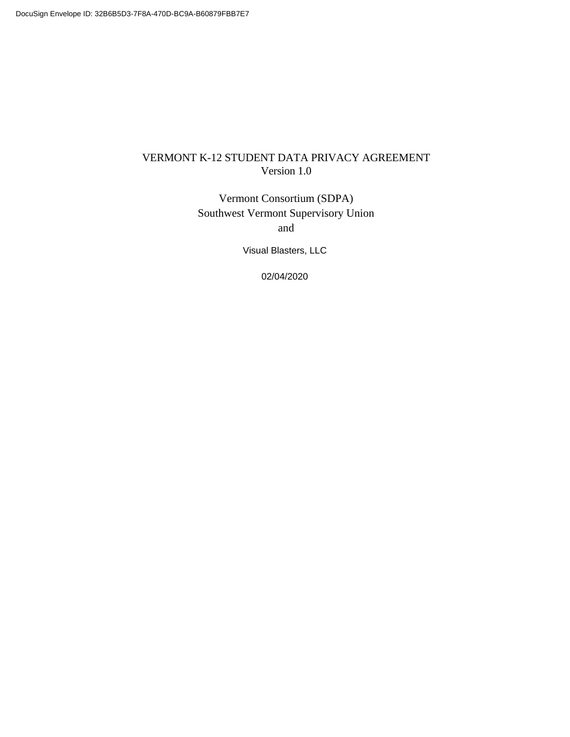DocuSign Envelope ID: 32B6B5D3-7F8A-470D-BC9A-B60879FBB7E7

# VERMONT K-12 STUDENT DATA PRIVACY AGREEMENT
Version 1.0

Vermont Consortium (SDPA)
Southwest Vermont Supervisory Union
and

Visual Blasters, LLC

02/04/2020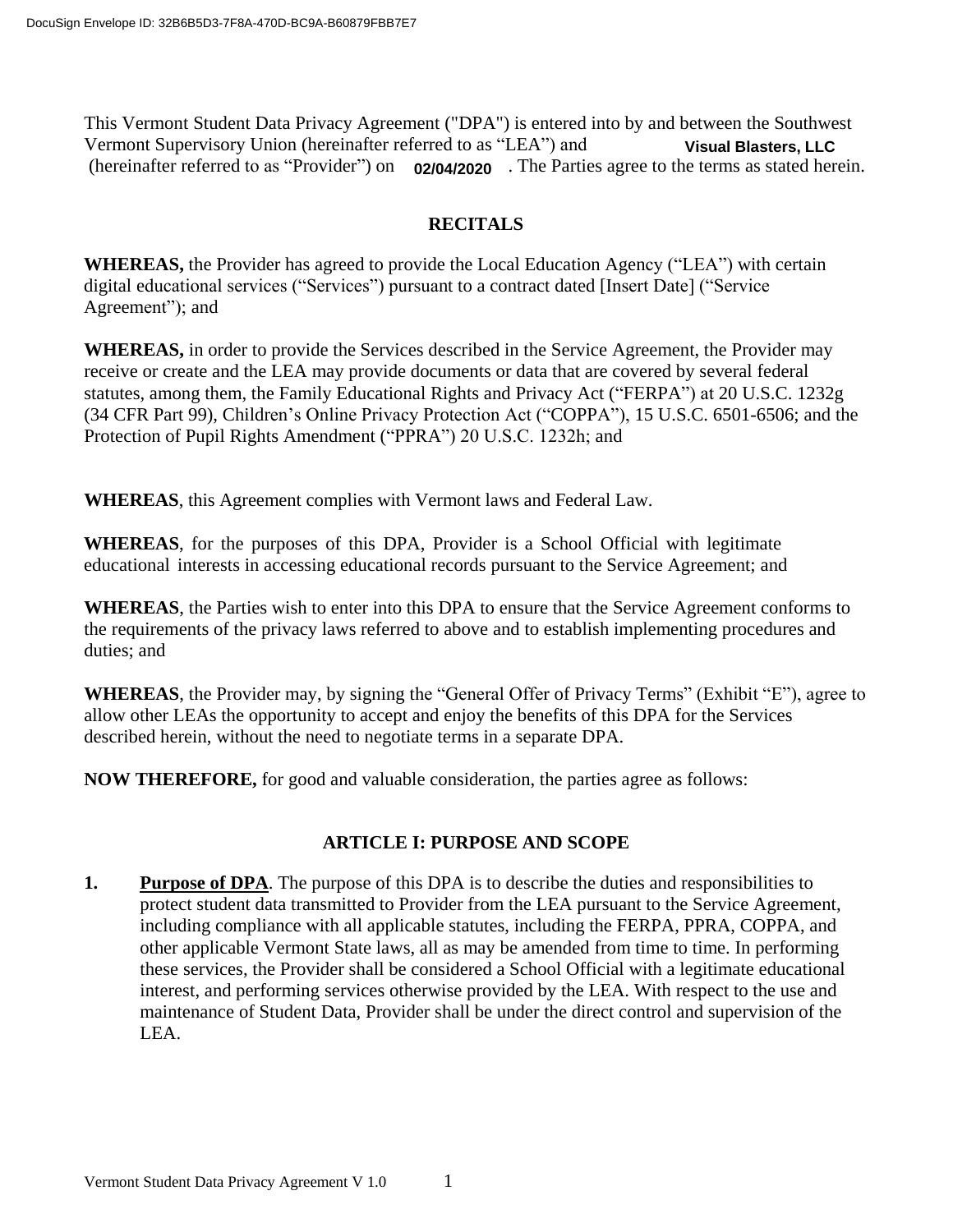This Vermont Student Data Privacy Agreement ("DPA") is entered into by and between the Southwest Vermont Supervisory Union (hereinafter referred to as "LEA") and **Visual Blasters, LLC** (hereinafter referred to as "Provider") on **02/04/2020**. The Parties agree to the terms as stated herein.

## RECITALS

**WHEREAS,** the Provider has agreed to provide the Local Education Agency ("LEA") with certain digital educational services ("Services") pursuant to a contract dated [Insert Date] ("Service Agreement"); and

**WHEREAS,** in order to provide the Services described in the Service Agreement, the Provider may receive or create and the LEA may provide documents or data that are covered by several federal statutes, among them, the Family Educational Rights and Privacy Act ("FERPA") at 20 U.S.C. 1232g (34 CFR Part 99), Children's Online Privacy Protection Act ("COPPA"), 15 U.S.C. 6501-6506; and the Protection of Pupil Rights Amendment ("PPRA") 20 U.S.C. 1232h; and

**WHEREAS**, this Agreement complies with Vermont laws and Federal Law.

**WHEREAS**, for the purposes of this DPA, Provider is a School Official with legitimate educational interests in accessing educational records pursuant to the Service Agreement; and

**WHEREAS**, the Parties wish to enter into this DPA to ensure that the Service Agreement conforms to the requirements of the privacy laws referred to above and to establish implementing procedures and duties; and

**WHEREAS**, the Provider may, by signing the "General Offer of Privacy Terms" (Exhibit "E"), agree to allow other LEAs the opportunity to accept and enjoy the benefits of this DPA for the Services described herein, without the need to negotiate terms in a separate DPA.

**NOW THEREFORE,** for good and valuable consideration, the parties agree as follows:

## ARTICLE I: PURPOSE AND SCOPE

1. **Purpose of DPA**. The purpose of this DPA is to describe the duties and responsibilities to protect student data transmitted to Provider from the LEA pursuant to the Service Agreement, including compliance with all applicable statutes, including the FERPA, PPRA, COPPA, and other applicable Vermont State laws, all as may be amended from time to time. In performing these services, the Provider shall be considered a School Official with a legitimate educational interest, and performing services otherwise provided by the LEA. With respect to the use and maintenance of Student Data, Provider shall be under the direct control and supervision of the LEA.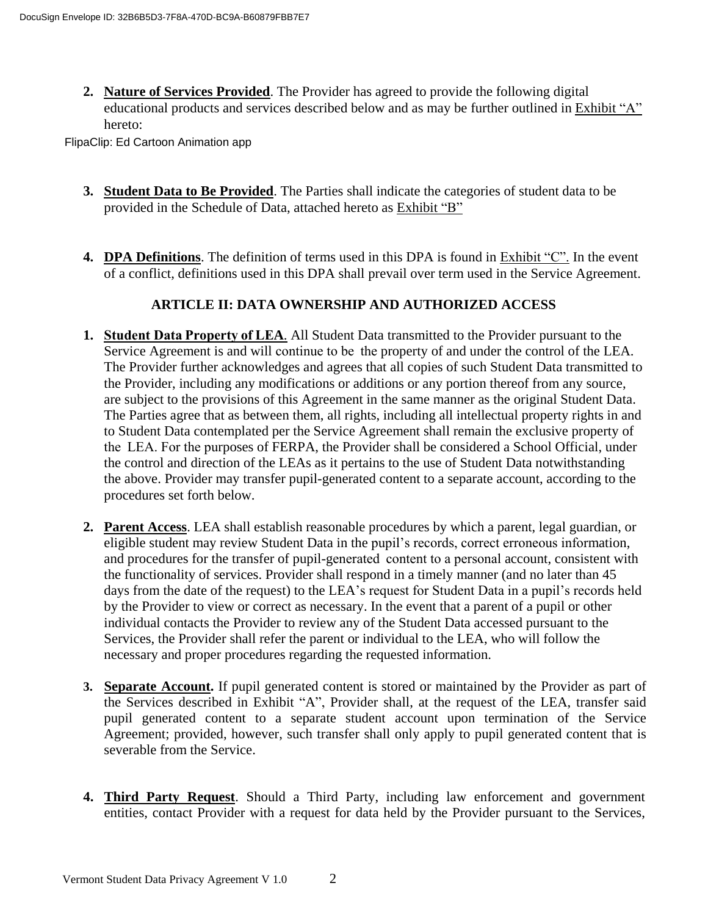2. **Nature of Services Provided**. The Provider has agreed to provide the following digital educational products and services described below and as may be further outlined in Exhibit "A" hereto:

FlipaClip: Ed Cartoon Animation app

3. **Student Data to Be Provided**. The Parties shall indicate the categories of student data to be provided in the Schedule of Data, attached hereto as Exhibit "B"

4. **DPA Definitions**. The definition of terms used in this DPA is found in Exhibit "C". In the event of a conflict, definitions used in this DPA shall prevail over term used in the Service Agreement.

## ARTICLE II: DATA OWNERSHIP AND AUTHORIZED ACCESS

1. **Student Data Property of LEA**. All Student Data transmitted to the Provider pursuant to the Service Agreement is and will continue to be the property of and under the control of the LEA. The Provider further acknowledges and agrees that all copies of such Student Data transmitted to the Provider, including any modifications or additions or any portion thereof from any source, are subject to the provisions of this Agreement in the same manner as the original Student Data. The Parties agree that as between them, all rights, including all intellectual property rights in and to Student Data contemplated per the Service Agreement shall remain the exclusive property of the LEA. For the purposes of FERPA, the Provider shall be considered a School Official, under the control and direction of the LEAs as it pertains to the use of Student Data notwithstanding the above. Provider may transfer pupil-generated content to a separate account, according to the procedures set forth below.

2. **Parent Access**. LEA shall establish reasonable procedures by which a parent, legal guardian, or eligible student may review Student Data in the pupil's records, correct erroneous information, and procedures for the transfer of pupil-generated content to a personal account, consistent with the functionality of services. Provider shall respond in a timely manner (and no later than 45 days from the date of the request) to the LEA's request for Student Data in a pupil's records held by the Provider to view or correct as necessary. In the event that a parent of a pupil or other individual contacts the Provider to review any of the Student Data accessed pursuant to the Services, the Provider shall refer the parent or individual to the LEA, who will follow the necessary and proper procedures regarding the requested information.

3. **Separate Account.** If pupil generated content is stored or maintained by the Provider as part of the Services described in Exhibit "A", Provider shall, at the request of the LEA, transfer said pupil generated content to a separate student account upon termination of the Service Agreement; provided, however, such transfer shall only apply to pupil generated content that is severable from the Service.

4. **Third Party Request**. Should a Third Party, including law enforcement and government entities, contact Provider with a request for data held by the Provider pursuant to the Services,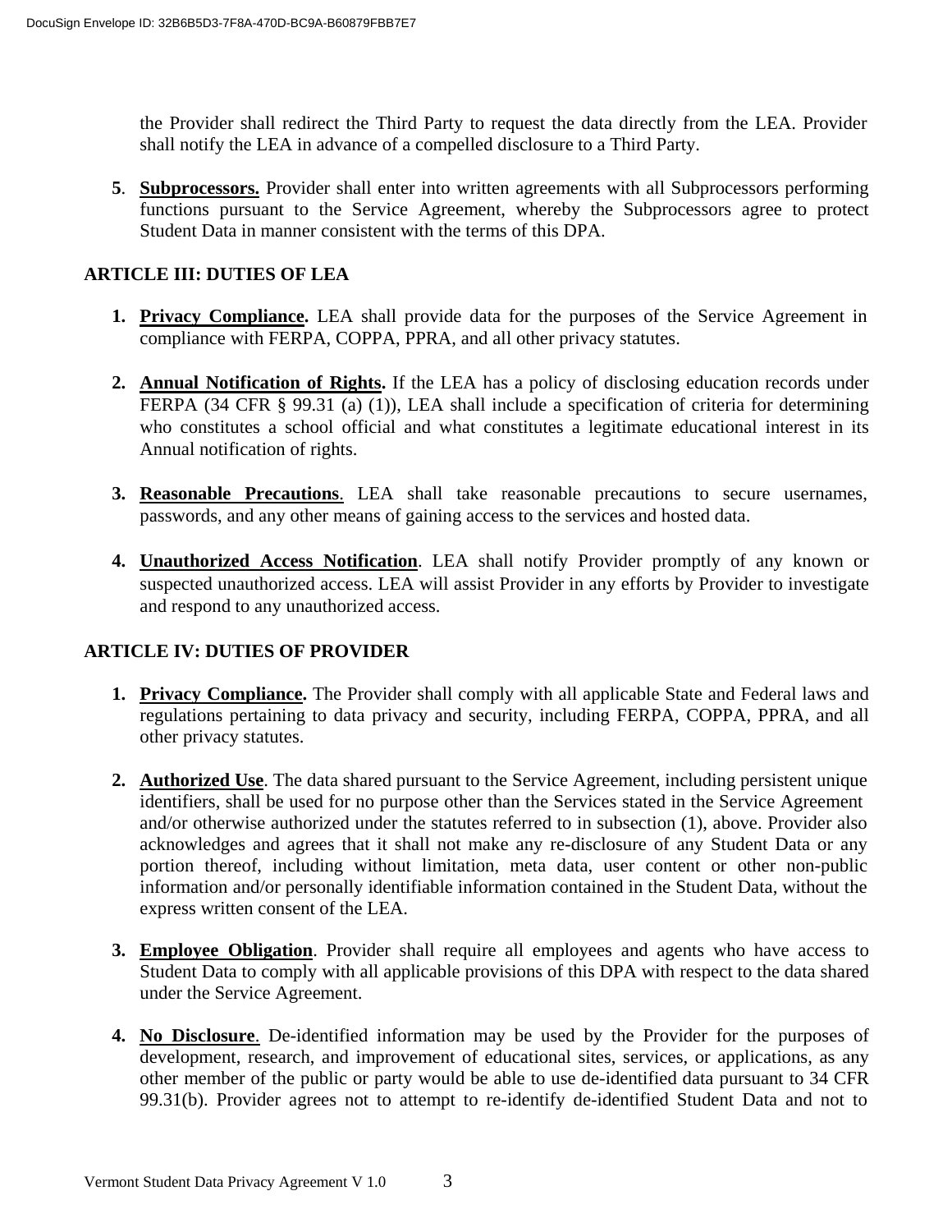the Provider shall redirect the Third Party to request the data directly from the LEA. Provider shall notify the LEA in advance of a compelled disclosure to a Third Party.

5. **Subprocessors.** Provider shall enter into written agreements with all Subprocessors performing functions pursuant to the Service Agreement, whereby the Subprocessors agree to protect Student Data in manner consistent with the terms of this DPA.

## ARTICLE III: DUTIES OF LEA

1. **Privacy Compliance.** LEA shall provide data for the purposes of the Service Agreement in compliance with FERPA, COPPA, PPRA, and all other privacy statutes.

2. **Annual Notification of Rights.** If the LEA has a policy of disclosing education records under FERPA (34 CFR § 99.31 (a) (1)), LEA shall include a specification of criteria for determining who constitutes a school official and what constitutes a legitimate educational interest in its Annual notification of rights.

3. **Reasonable Precautions**. LEA shall take reasonable precautions to secure usernames, passwords, and any other means of gaining access to the services and hosted data.

4. **Unauthorized Access Notification**. LEA shall notify Provider promptly of any known or suspected unauthorized access. LEA will assist Provider in any efforts by Provider to investigate and respond to any unauthorized access.

## ARTICLE IV: DUTIES OF PROVIDER

1. **Privacy Compliance.** The Provider shall comply with all applicable State and Federal laws and regulations pertaining to data privacy and security, including FERPA, COPPA, PPRA, and all other privacy statutes.

2. **Authorized Use**. The data shared pursuant to the Service Agreement, including persistent unique identifiers, shall be used for no purpose other than the Services stated in the Service Agreement and/or otherwise authorized under the statutes referred to in subsection (1), above. Provider also acknowledges and agrees that it shall not make any re-disclosure of any Student Data or any portion thereof, including without limitation, meta data, user content or other non-public information and/or personally identifiable information contained in the Student Data, without the express written consent of the LEA.

3. **Employee Obligation**. Provider shall require all employees and agents who have access to Student Data to comply with all applicable provisions of this DPA with respect to the data shared under the Service Agreement.

4. **No Disclosure**. De-identified information may be used by the Provider for the purposes of development, research, and improvement of educational sites, services, or applications, as any other member of the public or party would be able to use de-identified data pursuant to 34 CFR 99.31(b). Provider agrees not to attempt to re-identify de-identified Student Data and not to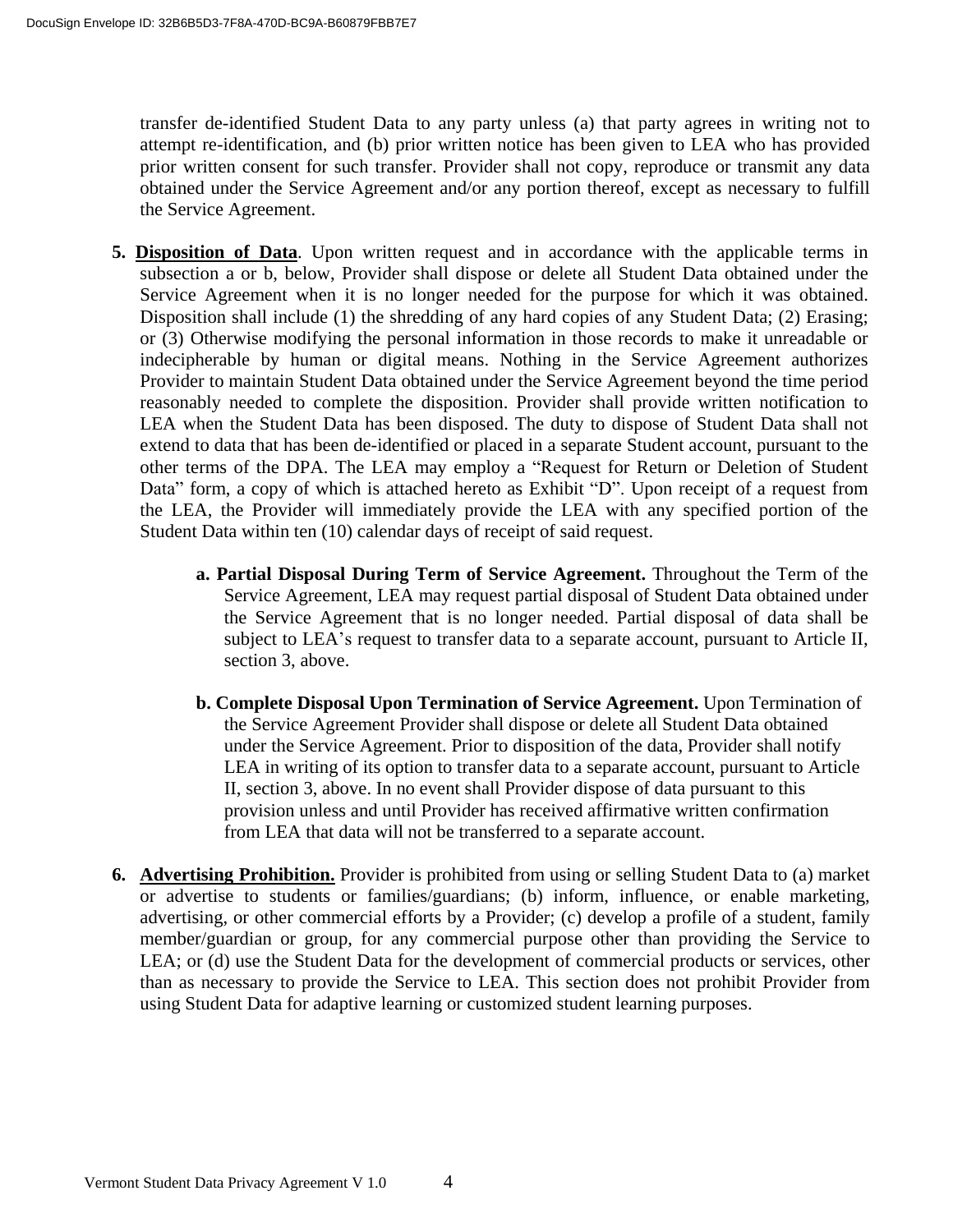transfer de-identified Student Data to any party unless (a) that party agrees in writing not to attempt re-identification, and (b) prior written notice has been given to LEA who has provided prior written consent for such transfer. Provider shall not copy, reproduce or transmit any data obtained under the Service Agreement and/or any portion thereof, except as necessary to fulfill the Service Agreement.

5. **Disposition of Data**. Upon written request and in accordance with the applicable terms in subsection a or b, below, Provider shall dispose or delete all Student Data obtained under the Service Agreement when it is no longer needed for the purpose for which it was obtained. Disposition shall include (1) the shredding of any hard copies of any Student Data; (2) Erasing; or (3) Otherwise modifying the personal information in those records to make it unreadable or indecipherable by human or digital means. Nothing in the Service Agreement authorizes Provider to maintain Student Data obtained under the Service Agreement beyond the time period reasonably needed to complete the disposition. Provider shall provide written notification to LEA when the Student Data has been disposed. The duty to dispose of Student Data shall not extend to data that has been de-identified or placed in a separate Student account, pursuant to the other terms of the DPA. The LEA may employ a "Request for Return or Deletion of Student Data" form, a copy of which is attached hereto as Exhibit "D". Upon receipt of a request from the LEA, the Provider will immediately provide the LEA with any specified portion of the Student Data within ten (10) calendar days of receipt of said request.

   **a. Partial Disposal During Term of Service Agreement.** Throughout the Term of the Service Agreement, LEA may request partial disposal of Student Data obtained under the Service Agreement that is no longer needed. Partial disposal of data shall be subject to LEA's request to transfer data to a separate account, pursuant to Article II, section 3, above.

   **b. Complete Disposal Upon Termination of Service Agreement.** Upon Termination of the Service Agreement Provider shall dispose or delete all Student Data obtained under the Service Agreement. Prior to disposition of the data, Provider shall notify LEA in writing of its option to transfer data to a separate account, pursuant to Article II, section 3, above. In no event shall Provider dispose of data pursuant to this provision unless and until Provider has received affirmative written confirmation from LEA that data will not be transferred to a separate account.

6. **Advertising Prohibition.** Provider is prohibited from using or selling Student Data to (a) market or advertise to students or families/guardians; (b) inform, influence, or enable marketing, advertising, or other commercial efforts by a Provider; (c) develop a profile of a student, family member/guardian or group, for any commercial purpose other than providing the Service to LEA; or (d) use the Student Data for the development of commercial products or services, other than as necessary to provide the Service to LEA. This section does not prohibit Provider from using Student Data for adaptive learning or customized student learning purposes.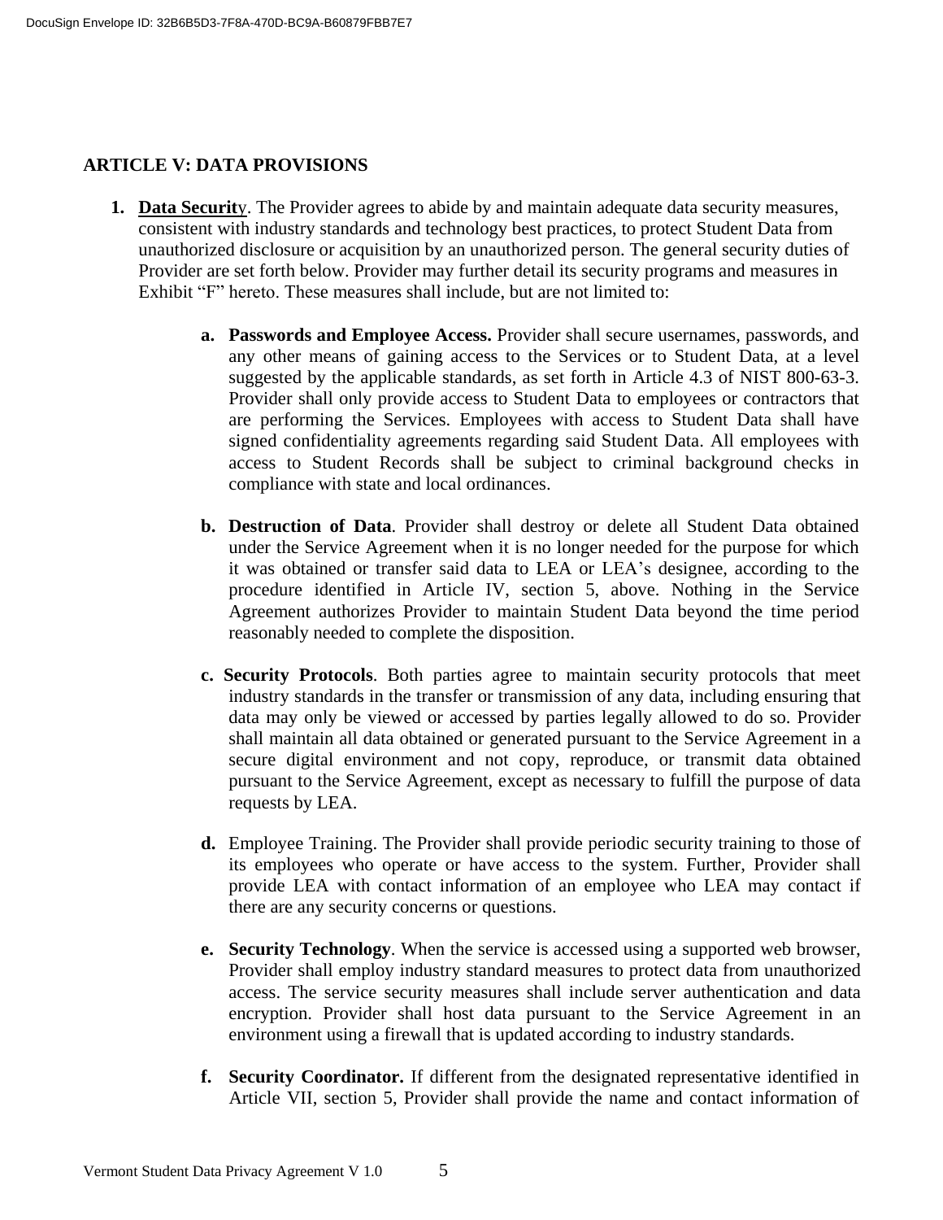## ARTICLE V: DATA PROVISIONS

1. **Data Security**. The Provider agrees to abide by and maintain adequate data security measures, consistent with industry standards and technology best practices, to protect Student Data from unauthorized disclosure or acquisition by an unauthorized person. The general security duties of Provider are set forth below. Provider may further detail its security programs and measures in Exhibit "F" hereto. These measures shall include, but are not limited to:

   a. **Passwords and Employee Access.** Provider shall secure usernames, passwords, and any other means of gaining access to the Services or to Student Data, at a level suggested by the applicable standards, as set forth in Article 4.3 of NIST 800-63-3. Provider shall only provide access to Student Data to employees or contractors that are performing the Services. Employees with access to Student Data shall have signed confidentiality agreements regarding said Student Data. All employees with access to Student Records shall be subject to criminal background checks in compliance with state and local ordinances.

   b. **Destruction of Data**. Provider shall destroy or delete all Student Data obtained under the Service Agreement when it is no longer needed for the purpose for which it was obtained or transfer said data to LEA or LEA's designee, according to the procedure identified in Article IV, section 5, above. Nothing in the Service Agreement authorizes Provider to maintain Student Data beyond the time period reasonably needed to complete the disposition.

   c. **Security Protocols**. Both parties agree to maintain security protocols that meet industry standards in the transfer or transmission of any data, including ensuring that data may only be viewed or accessed by parties legally allowed to do so. Provider shall maintain all data obtained or generated pursuant to the Service Agreement in a secure digital environment and not copy, reproduce, or transmit data obtained pursuant to the Service Agreement, except as necessary to fulfill the purpose of data requests by LEA.

   d. Employee Training. The Provider shall provide periodic security training to those of its employees who operate or have access to the system. Further, Provider shall provide LEA with contact information of an employee who LEA may contact if there are any security concerns or questions.

   e. **Security Technology**. When the service is accessed using a supported web browser, Provider shall employ industry standard measures to protect data from unauthorized access. The service security measures shall include server authentication and data encryption. Provider shall host data pursuant to the Service Agreement in an environment using a firewall that is updated according to industry standards.

   f. **Security Coordinator.** If different from the designated representative identified in Article VII, section 5, Provider shall provide the name and contact information of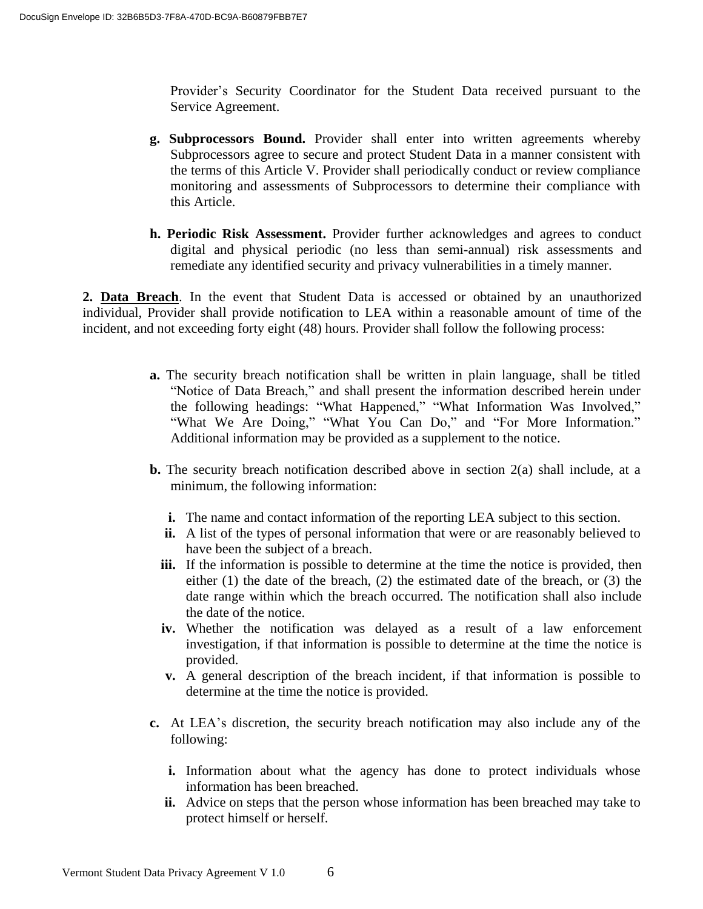Provider's Security Coordinator for the Student Data received pursuant to the Service Agreement.

**g. Subprocessors Bound.** Provider shall enter into written agreements whereby Subprocessors agree to secure and protect Student Data in a manner consistent with the terms of this Article V. Provider shall periodically conduct or review compliance monitoring and assessments of Subprocessors to determine their compliance with this Article.

**h. Periodic Risk Assessment.** Provider further acknowledges and agrees to conduct digital and physical periodic (no less than semi-annual) risk assessments and remediate any identified security and privacy vulnerabilities in a timely manner.

**2. <u>Data Breach</u>**. In the event that Student Data is accessed or obtained by an unauthorized individual, Provider shall provide notification to LEA within a reasonable amount of time of the incident, and not exceeding forty eight (48) hours. Provider shall follow the following process:

**a.** The security breach notification shall be written in plain language, shall be titled "Notice of Data Breach," and shall present the information described herein under the following headings: "What Happened," "What Information Was Involved," "What We Are Doing," "What You Can Do," and "For More Information." Additional information may be provided as a supplement to the notice.

**b.** The security breach notification described above in section 2(a) shall include, at a minimum, the following information:

- **i.** The name and contact information of the reporting LEA subject to this section.
- **ii.** A list of the types of personal information that were or are reasonably believed to have been the subject of a breach.
- **iii.** If the information is possible to determine at the time the notice is provided, then either (1) the date of the breach, (2) the estimated date of the breach, or (3) the date range within which the breach occurred. The notification shall also include the date of the notice.
- **iv.** Whether the notification was delayed as a result of a law enforcement investigation, if that information is possible to determine at the time the notice is provided.
- **v.** A general description of the breach incident, if that information is possible to determine at the time the notice is provided.

**c.** At LEA's discretion, the security breach notification may also include any of the following:

- **i.** Information about what the agency has done to protect individuals whose information has been breached.
- **ii.** Advice on steps that the person whose information has been breached may take to protect himself or herself.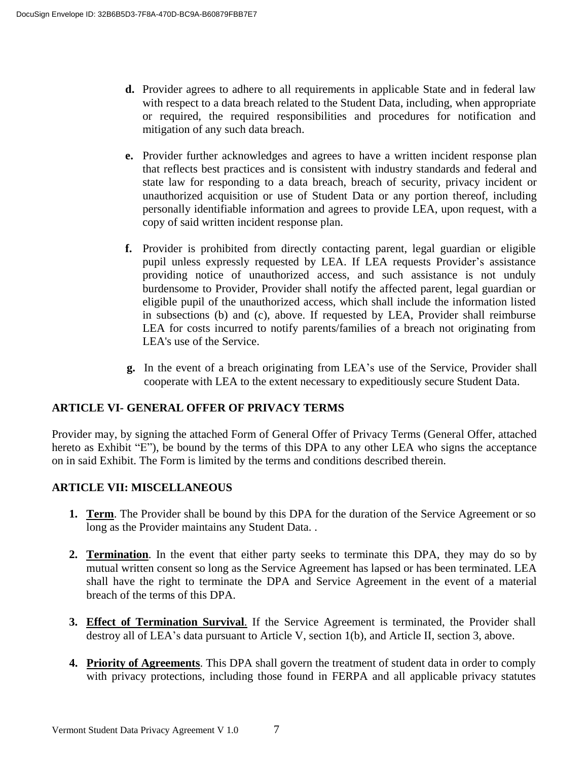d. Provider agrees to adhere to all requirements in applicable State and in federal law with respect to a data breach related to the Student Data, including, when appropriate or required, the required responsibilities and procedures for notification and mitigation of any such data breach.

e. Provider further acknowledges and agrees to have a written incident response plan that reflects best practices and is consistent with industry standards and federal and state law for responding to a data breach, breach of security, privacy incident or unauthorized acquisition or use of Student Data or any portion thereof, including personally identifiable information and agrees to provide LEA, upon request, with a copy of said written incident response plan.

f. Provider is prohibited from directly contacting parent, legal guardian or eligible pupil unless expressly requested by LEA. If LEA requests Provider's assistance providing notice of unauthorized access, and such assistance is not unduly burdensome to Provider, Provider shall notify the affected parent, legal guardian or eligible pupil of the unauthorized access, which shall include the information listed in subsections (b) and (c), above. If requested by LEA, Provider shall reimburse LEA for costs incurred to notify parents/families of a breach not originating from LEA's use of the Service.

g. In the event of a breach originating from LEA's use of the Service, Provider shall cooperate with LEA to the extent necessary to expeditiously secure Student Data.

## ARTICLE VI- GENERAL OFFER OF PRIVACY TERMS

Provider may, by signing the attached Form of General Offer of Privacy Terms (General Offer, attached hereto as Exhibit "E"), be bound by the terms of this DPA to any other LEA who signs the acceptance on in said Exhibit. The Form is limited by the terms and conditions described therein.

## ARTICLE VII: MISCELLANEOUS

1. **Term**. The Provider shall be bound by this DPA for the duration of the Service Agreement or so long as the Provider maintains any Student Data. .

2. **Termination**. In the event that either party seeks to terminate this DPA, they may do so by mutual written consent so long as the Service Agreement has lapsed or has been terminated. LEA shall have the right to terminate the DPA and Service Agreement in the event of a material breach of the terms of this DPA.

3. **Effect of Termination Survival**. If the Service Agreement is terminated, the Provider shall destroy all of LEA's data pursuant to Article V, section 1(b), and Article II, section 3, above.

4. **Priority of Agreements**. This DPA shall govern the treatment of student data in order to comply with privacy protections, including those found in FERPA and all applicable privacy statutes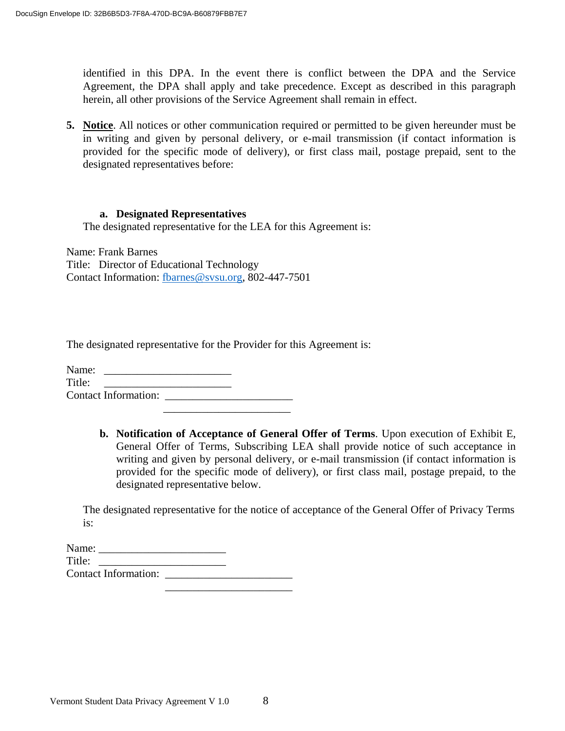identified in this DPA. In the event there is conflict between the DPA and the Service Agreement, the DPA shall apply and take precedence. Except as described in this paragraph herein, all other provisions of the Service Agreement shall remain in effect.

5. **Notice**. All notices or other communication required or permitted to be given hereunder must be in writing and given by personal delivery, or e-mail transmission (if contact information is provided for the specific mode of delivery), or first class mail, postage prepaid, sent to the designated representatives before:

a. **Designated Representatives**

The designated representative for the LEA for this Agreement is:

Name: Frank Barnes
Title: Director of Educational Technology
Contact Information: fbarnes@svsu.org, 802-447-7501

The designated representative for the Provider for this Agreement is:

Name: ______________________
Title: ______________________
Contact Information: ______________________
______________________

b. **Notification of Acceptance of General Offer of Terms**. Upon execution of Exhibit E, General Offer of Terms, Subscribing LEA shall provide notice of such acceptance in writing and given by personal delivery, or e-mail transmission (if contact information is provided for the specific mode of delivery), or first class mail, postage prepaid, to the designated representative below.

The designated representative for the notice of acceptance of the General Offer of Privacy Terms is:

Name: ______________________
Title: ______________________
Contact Information: ______________________
______________________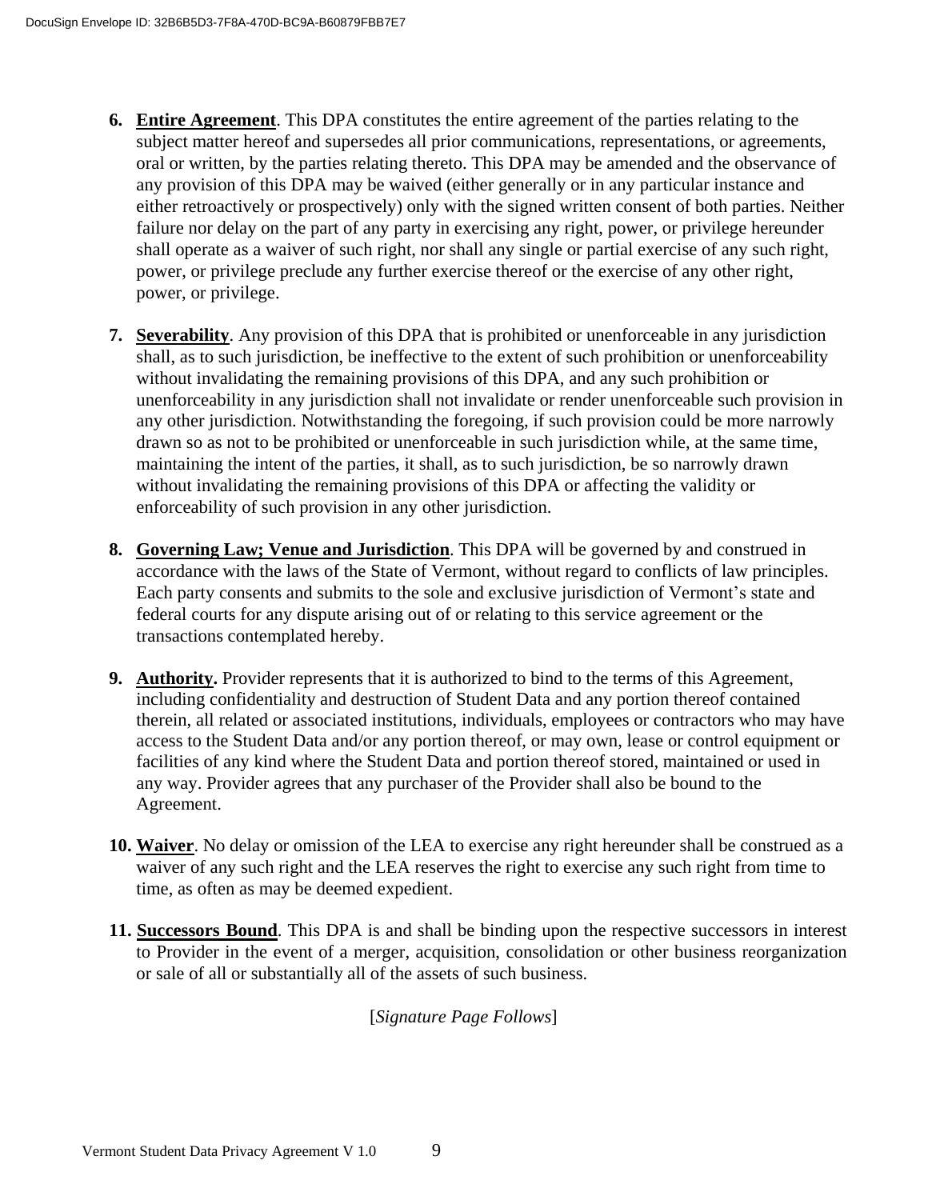6. **Entire Agreement**. This DPA constitutes the entire agreement of the parties relating to the subject matter hereof and supersedes all prior communications, representations, or agreements, oral or written, by the parties relating thereto. This DPA may be amended and the observance of any provision of this DPA may be waived (either generally or in any particular instance and either retroactively or prospectively) only with the signed written consent of both parties. Neither failure nor delay on the part of any party in exercising any right, power, or privilege hereunder shall operate as a waiver of such right, nor shall any single or partial exercise of any such right, power, or privilege preclude any further exercise thereof or the exercise of any other right, power, or privilege.

7. **Severability**. Any provision of this DPA that is prohibited or unenforceable in any jurisdiction shall, as to such jurisdiction, be ineffective to the extent of such prohibition or unenforceability without invalidating the remaining provisions of this DPA, and any such prohibition or unenforceability in any jurisdiction shall not invalidate or render unenforceable such provision in any other jurisdiction. Notwithstanding the foregoing, if such provision could be more narrowly drawn so as not to be prohibited or unenforceable in such jurisdiction while, at the same time, maintaining the intent of the parties, it shall, as to such jurisdiction, be so narrowly drawn without invalidating the remaining provisions of this DPA or affecting the validity or enforceability of such provision in any other jurisdiction.

8. **Governing Law; Venue and Jurisdiction**. This DPA will be governed by and construed in accordance with the laws of the State of Vermont, without regard to conflicts of law principles. Each party consents and submits to the sole and exclusive jurisdiction of Vermont's state and federal courts for any dispute arising out of or relating to this service agreement or the transactions contemplated hereby.

9. **Authority.** Provider represents that it is authorized to bind to the terms of this Agreement, including confidentiality and destruction of Student Data and any portion thereof contained therein, all related or associated institutions, individuals, employees or contractors who may have access to the Student Data and/or any portion thereof, or may own, lease or control equipment or facilities of any kind where the Student Data and portion thereof stored, maintained or used in any way. Provider agrees that any purchaser of the Provider shall also be bound to the Agreement.

10. **Waiver**. No delay or omission of the LEA to exercise any right hereunder shall be construed as a waiver of any such right and the LEA reserves the right to exercise any such right from time to time, as often as may be deemed expedient.

11. **Successors Bound**. This DPA is and shall be binding upon the respective successors in interest to Provider in the event of a merger, acquisition, consolidation or other business reorganization or sale of all or substantially all of the assets of such business.

[*Signature Page Follows*]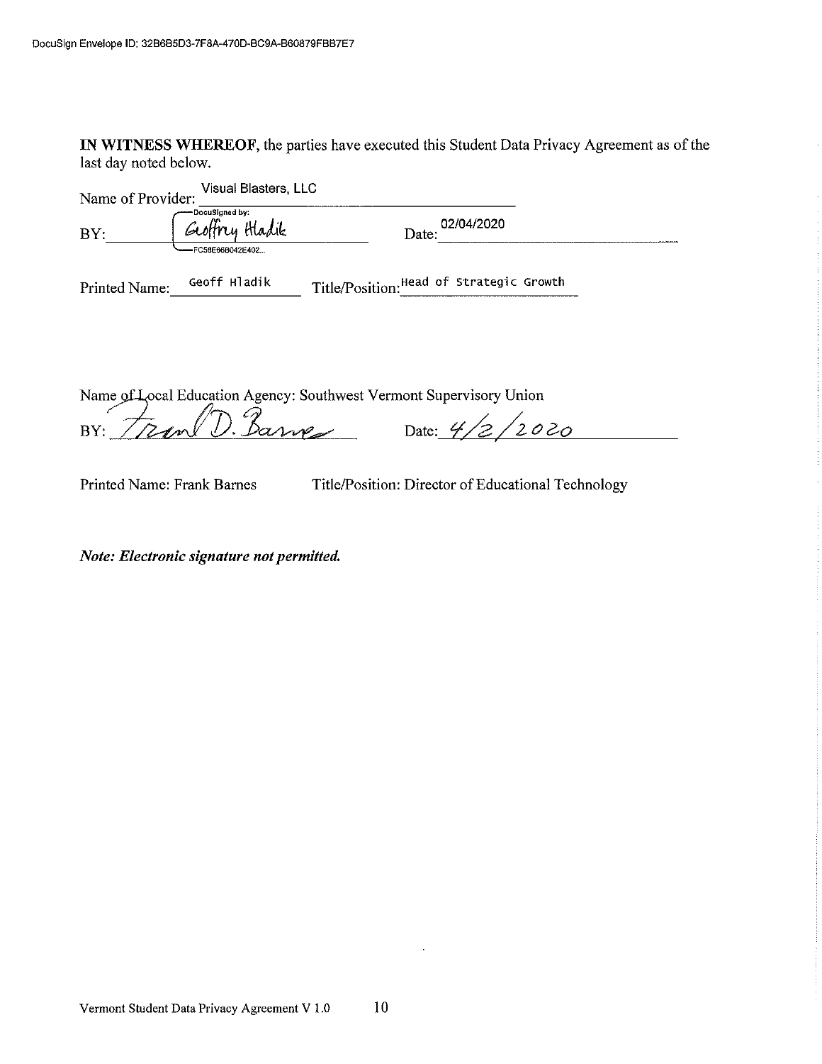DocuSign Envelope ID: 32B6B5D3-7F8A-470D-BC9A-B60879FBB7E7

**IN WITNESS WHEREOF**, the parties have executed this Student Data Privacy Agreement as of the last day noted below.

Name of Provider: Visual Blasters, LLC

BY: DocuSigned by: Geoffrey Hladik FC58E66B042E402... Date: 02/04/2020

Printed Name: Geoff Hladik Title/Position: Head of Strategic Growth

Name of Local Education Agency: Southwest Vermont Supervisory Union

BY: Frank D. Barnes Date: 4/2/2020

Printed Name: Frank Barnes Title/Position: Director of Educational Technology

***Note: Electronic signature not permitted.***

Vermont Student Data Privacy Agreement V 1.0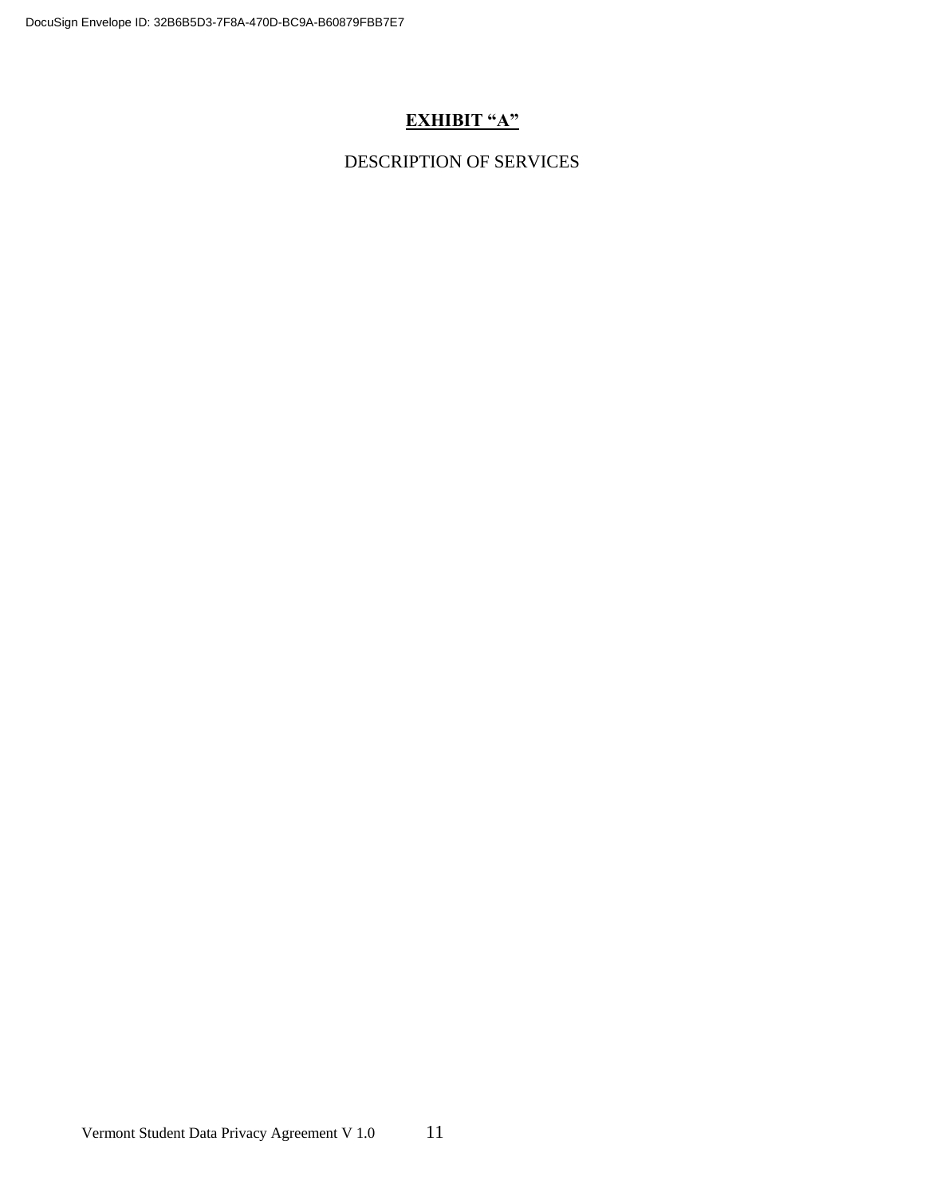# **EXHIBIT "A"**

DESCRIPTION OF SERVICES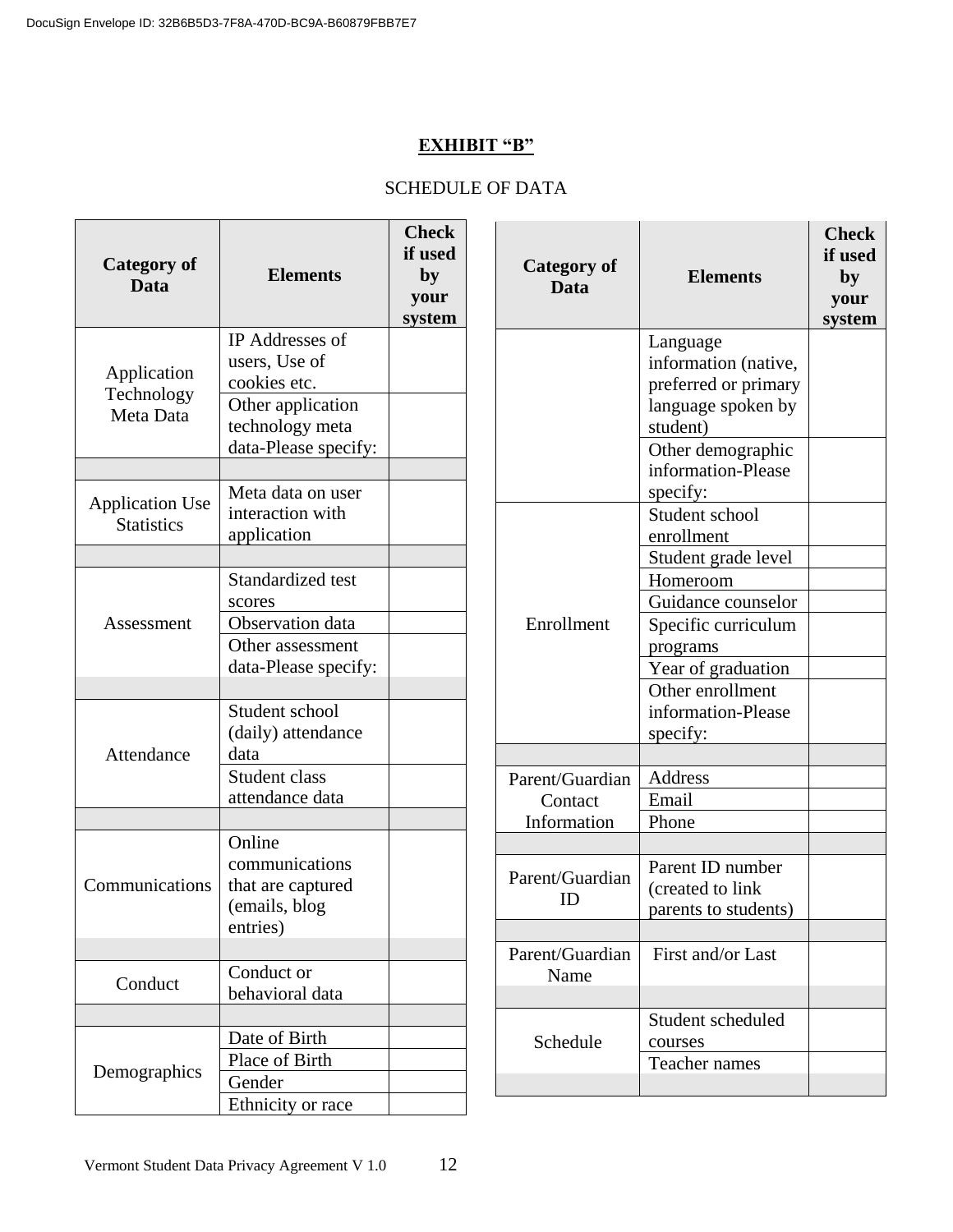# EXHIBIT "B"

SCHEDULE OF DATA

| Category of Data | Elements | Check if used by your system |
|---|---|---|
| Application Technology Meta Data | IP Addresses of users, Use of cookies etc. | |
| | Other application technology meta data-Please specify: | |
| | | |
| Application Use Statistics | Meta data on user interaction with application | |
| | | |
| Assessment | Standardized test scores | |
| | Observation data | |
| | Other assessment data-Please specify: | |
| | | |
| Attendance | Student school (daily) attendance data | |
| | Student class attendance data | |
| | | |
| Communications | Online communications that are captured (emails, blog entries) | |
| | | |
| Conduct | Conduct or behavioral data | |
| | | |
| Demographics | Date of Birth | |
| | Place of Birth | |
| | Gender | |
| | Ethnicity or race | |
| | Language information (native, preferred or primary language spoken by student) | |
| | Other demographic information-Please specify: | |
| Enrollment | Student school enrollment | |
| | Student grade level | |
| | Homeroom | |
| | Guidance counselor | |
| | Specific curriculum programs | |
| | Year of graduation | |
| | Other enrollment information-Please specify: | |
| | | |
| Parent/Guardian Contact Information | Address | |
| | Email | |
| | Phone | |
| | | |
| Parent/Guardian ID | Parent ID number (created to link parents to students) | |
| | | |
| Parent/Guardian Name | First and/or Last | |
| | | |
| Schedule | Student scheduled courses | |
| | Teacher names | |
| | | |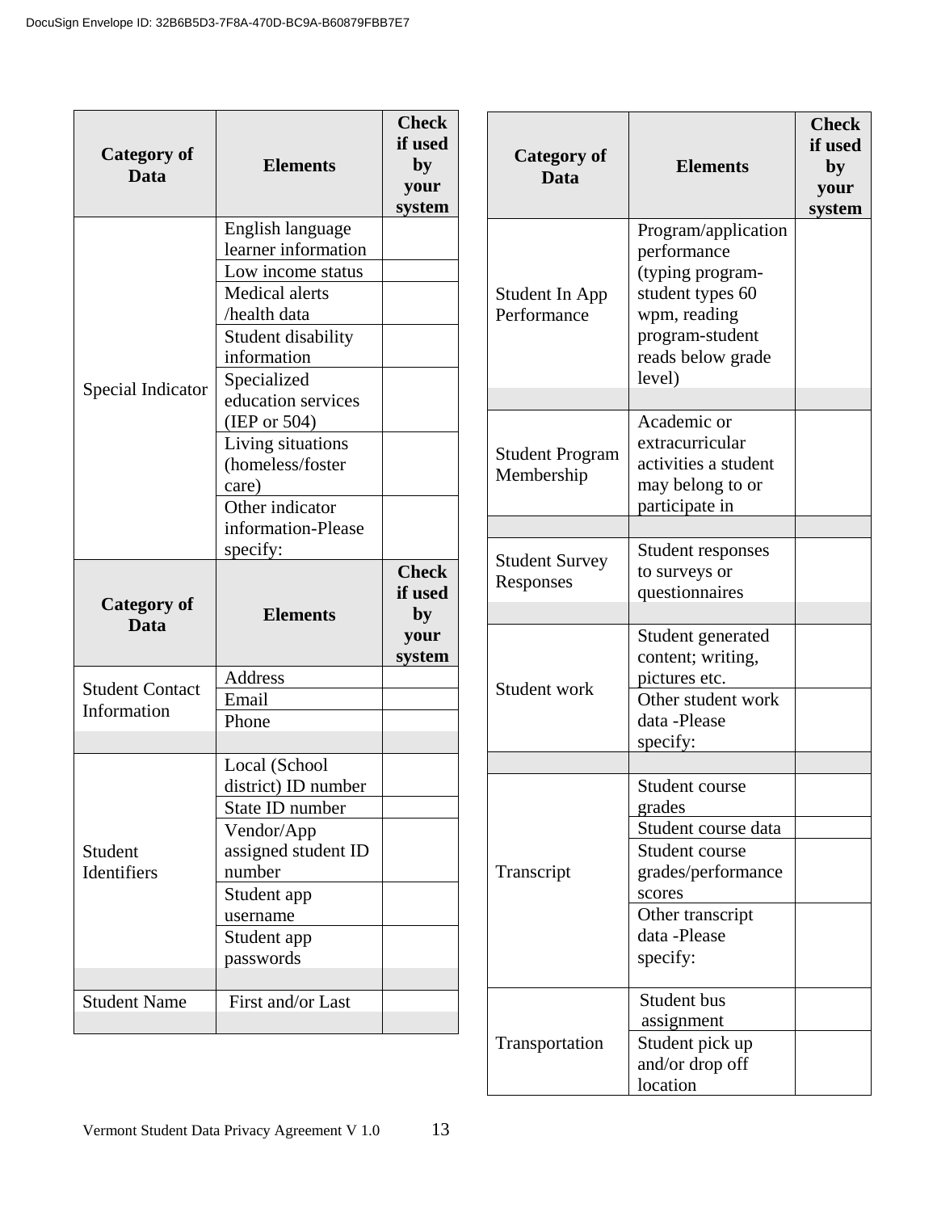| Category of Data | Elements | Check if used by your system |
|---|---|---|
| Special Indicator | English language learner information | |
| | Low income status | |
| | Medical alerts /health data | |
| | Student disability information | |
| | Specialized education services (IEP or 504) | |
| | Living situations (homeless/foster care) | |
| | Other indicator information-Please specify: | |

| Category of Data | Elements | Check if used by your system |
|---|---|---|
| Student Contact Information | Address | |
| | Email | |
| | Phone | |
| | | |
| Student Identifiers | Local (School district) ID number | |
| | State ID number | |
| | Vendor/App assigned student ID number | |
| | Student app username | |
| | Student app passwords | |
| | | |
| Student Name | First and/or Last | |
| | | |

| Category of Data | Elements | Check if used by your system |
|---|---|---|
| Student In App Performance | Program/application performance (typing program-student types 60 wpm, reading program-student reads below grade level) | |
| | | |
| Student Program Membership | Academic or extracurricular activities a student may belong to or participate in | |
| | | |
| Student Survey Responses | Student responses to surveys or questionnaires | |
| | | |
| Student work | Student generated content; writing, pictures etc. | |
| | Other student work data -Please specify: | |
| | | |
| Transcript | Student course grades | |
| | Student course data | |
| | Student course grades/performance scores | |
| | Other transcript data -Please specify: | |
| Transportation | Student bus assignment | |
| | Student pick up and/or drop off location | |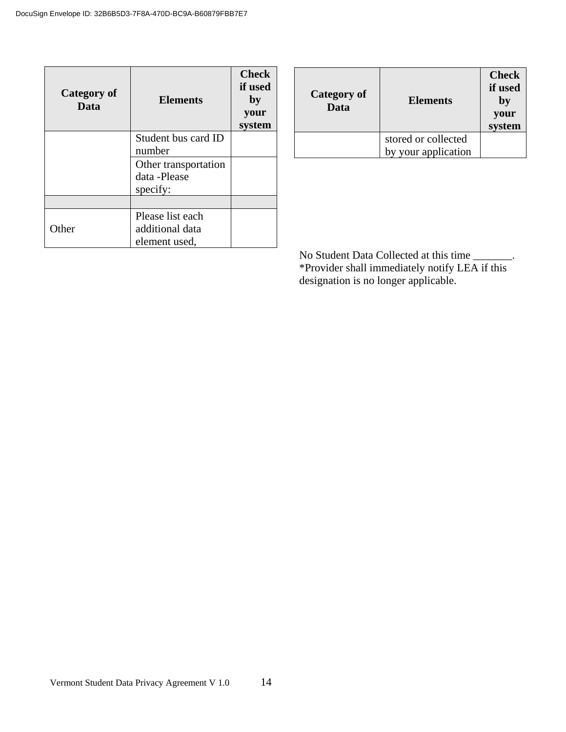| Category of Data | Elements | Check if used by your system |
|---|---|---|
| | Student bus card ID number | |
| | Other transportation data -Please specify: | |
| | | |
| Other | Please list each additional data element used, | |

| Category of Data | Elements | Check if used by your system |
|---|---|---|
| | stored or collected by your application | |

No Student Data Collected at this time _______.
*Provider shall immediately notify LEA if this designation is no longer applicable.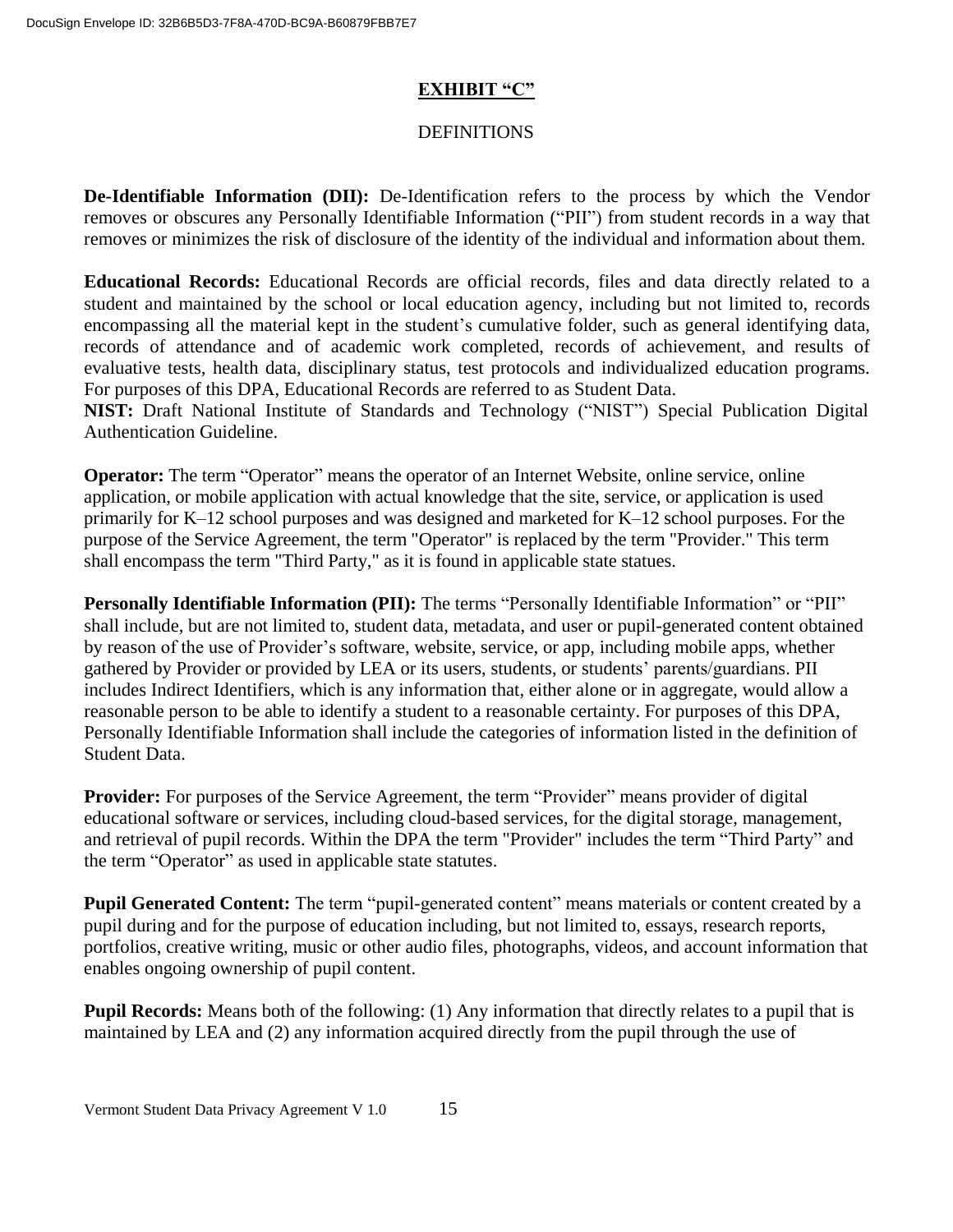# EXHIBIT "C"

## DEFINITIONS

**De-Identifiable Information (DII):** De-Identification refers to the process by which the Vendor removes or obscures any Personally Identifiable Information ("PII") from student records in a way that removes or minimizes the risk of disclosure of the identity of the individual and information about them.

**Educational Records:** Educational Records are official records, files and data directly related to a student and maintained by the school or local education agency, including but not limited to, records encompassing all the material kept in the student's cumulative folder, such as general identifying data, records of attendance and of academic work completed, records of achievement, and results of evaluative tests, health data, disciplinary status, test protocols and individualized education programs. For purposes of this DPA, Educational Records are referred to as Student Data.

**NIST:** Draft National Institute of Standards and Technology ("NIST") Special Publication Digital Authentication Guideline.

**Operator:** The term "Operator" means the operator of an Internet Website, online service, online application, or mobile application with actual knowledge that the site, service, or application is used primarily for K–12 school purposes and was designed and marketed for K–12 school purposes. For the purpose of the Service Agreement, the term "Operator" is replaced by the term "Provider." This term shall encompass the term "Third Party," as it is found in applicable state statues.

**Personally Identifiable Information (PII):** The terms "Personally Identifiable Information" or "PII" shall include, but are not limited to, student data, metadata, and user or pupil-generated content obtained by reason of the use of Provider's software, website, service, or app, including mobile apps, whether gathered by Provider or provided by LEA or its users, students, or students' parents/guardians. PII includes Indirect Identifiers, which is any information that, either alone or in aggregate, would allow a reasonable person to be able to identify a student to a reasonable certainty. For purposes of this DPA, Personally Identifiable Information shall include the categories of information listed in the definition of Student Data.

**Provider:** For purposes of the Service Agreement, the term "Provider" means provider of digital educational software or services, including cloud-based services, for the digital storage, management, and retrieval of pupil records. Within the DPA the term "Provider" includes the term "Third Party" and the term "Operator" as used in applicable state statutes.

**Pupil Generated Content:** The term "pupil-generated content" means materials or content created by a pupil during and for the purpose of education including, but not limited to, essays, research reports, portfolios, creative writing, music or other audio files, photographs, videos, and account information that enables ongoing ownership of pupil content.

**Pupil Records:** Means both of the following: (1) Any information that directly relates to a pupil that is maintained by LEA and (2) any information acquired directly from the pupil through the use of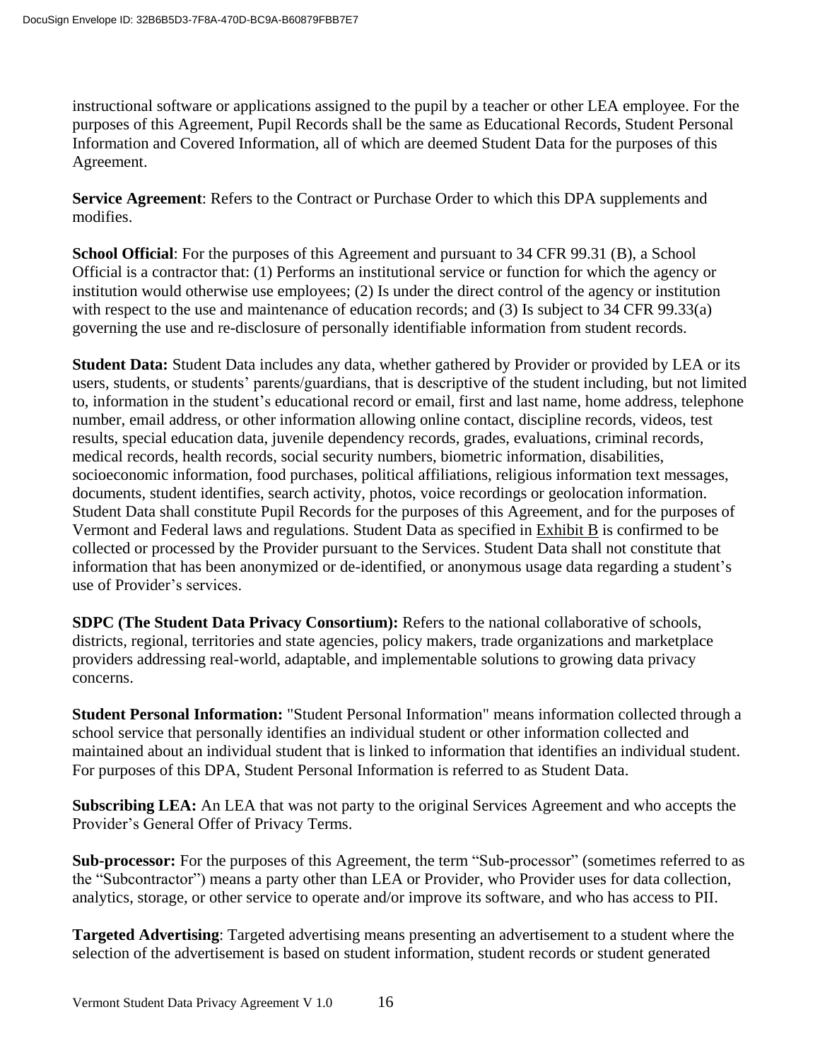instructional software or applications assigned to the pupil by a teacher or other LEA employee. For the purposes of this Agreement, Pupil Records shall be the same as Educational Records, Student Personal Information and Covered Information, all of which are deemed Student Data for the purposes of this Agreement.

**Service Agreement**: Refers to the Contract or Purchase Order to which this DPA supplements and modifies.

**School Official**: For the purposes of this Agreement and pursuant to 34 CFR 99.31 (B), a School Official is a contractor that: (1) Performs an institutional service or function for which the agency or institution would otherwise use employees; (2) Is under the direct control of the agency or institution with respect to the use and maintenance of education records; and (3) Is subject to 34 CFR 99.33(a) governing the use and re-disclosure of personally identifiable information from student records.

**Student Data:** Student Data includes any data, whether gathered by Provider or provided by LEA or its users, students, or students' parents/guardians, that is descriptive of the student including, but not limited to, information in the student's educational record or email, first and last name, home address, telephone number, email address, or other information allowing online contact, discipline records, videos, test results, special education data, juvenile dependency records, grades, evaluations, criminal records, medical records, health records, social security numbers, biometric information, disabilities, socioeconomic information, food purchases, political affiliations, religious information text messages, documents, student identifies, search activity, photos, voice recordings or geolocation information. Student Data shall constitute Pupil Records for the purposes of this Agreement, and for the purposes of Vermont and Federal laws and regulations. Student Data as specified in Exhibit B is confirmed to be collected or processed by the Provider pursuant to the Services. Student Data shall not constitute that information that has been anonymized or de-identified, or anonymous usage data regarding a student's use of Provider's services.

**SDPC (The Student Data Privacy Consortium):** Refers to the national collaborative of schools, districts, regional, territories and state agencies, policy makers, trade organizations and marketplace providers addressing real-world, adaptable, and implementable solutions to growing data privacy concerns.

**Student Personal Information:** "Student Personal Information" means information collected through a school service that personally identifies an individual student or other information collected and maintained about an individual student that is linked to information that identifies an individual student. For purposes of this DPA, Student Personal Information is referred to as Student Data.

**Subscribing LEA:** An LEA that was not party to the original Services Agreement and who accepts the Provider's General Offer of Privacy Terms.

**Sub-processor:** For the purposes of this Agreement, the term "Sub-processor" (sometimes referred to as the "Subcontractor") means a party other than LEA or Provider, who Provider uses for data collection, analytics, storage, or other service to operate and/or improve its software, and who has access to PII.

**Targeted Advertising**: Targeted advertising means presenting an advertisement to a student where the selection of the advertisement is based on student information, student records or student generated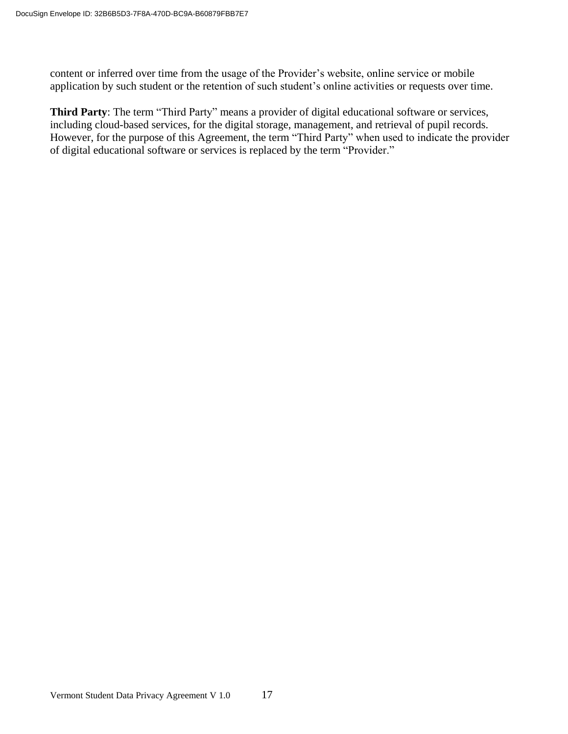content or inferred over time from the usage of the Provider's website, online service or mobile application by such student or the retention of such student's online activities or requests over time.

**Third Party**: The term "Third Party" means a provider of digital educational software or services, including cloud-based services, for the digital storage, management, and retrieval of pupil records. However, for the purpose of this Agreement, the term "Third Party" when used to indicate the provider of digital educational software or services is replaced by the term "Provider."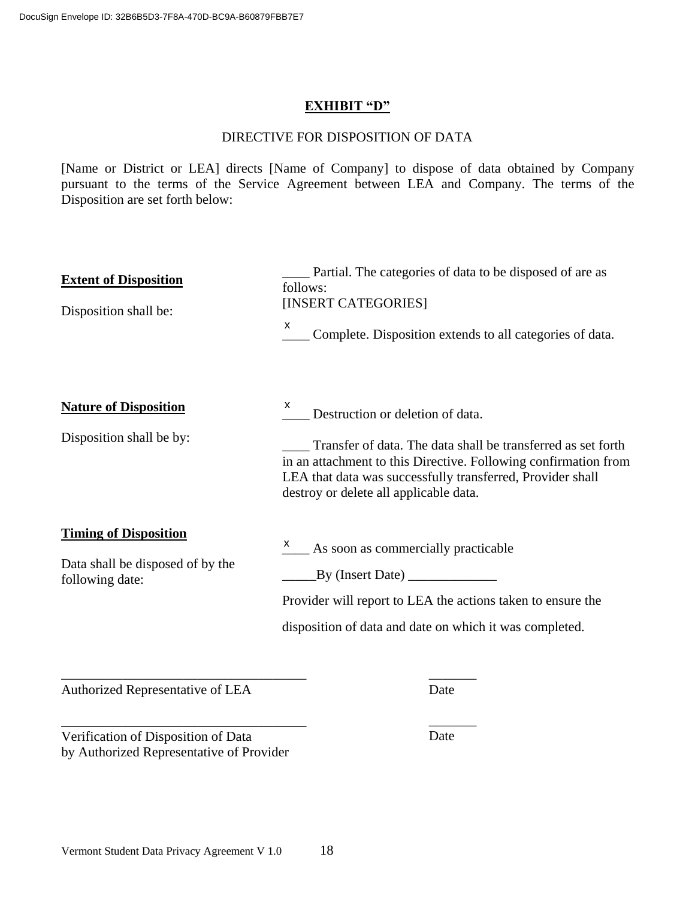**EXHIBIT "D"**

DIRECTIVE FOR DISPOSITION OF DATA

[Name or District or LEA] directs [Name of Company] to dispose of data obtained by Company pursuant to the terms of the Service Agreement between LEA and Company. The terms of the Disposition are set forth below:

| | |
|---|---|
| **Extent of Disposition**<br><br>Disposition shall be: | ____ Partial. The categories of data to be disposed of are as follows:<br>[INSERT CATEGORIES]<br><br>_x___ Complete. Disposition extends to all categories of data. |
| **Nature of Disposition**<br><br>Disposition shall be by: | _x___ Destruction or deletion of data.<br><br>____ Transfer of data. The data shall be transferred as set forth in an attachment to this Directive. Following confirmation from LEA that data was successfully transferred, Provider shall destroy or delete all applicable data. |
| **Timing of Disposition**<br><br>Data shall be disposed of by the following date: | _x___ As soon as commercially practicable<br><br>_____By (Insert Date) _____________<br><br>Provider will report to LEA the actions taken to ensure the disposition of data and date on which it was completed. |

___________________________________ _______

Authorized Representative of LEA Date

___________________________________ _______

Verification of Disposition of Data
by Authorized Representative of Provider Date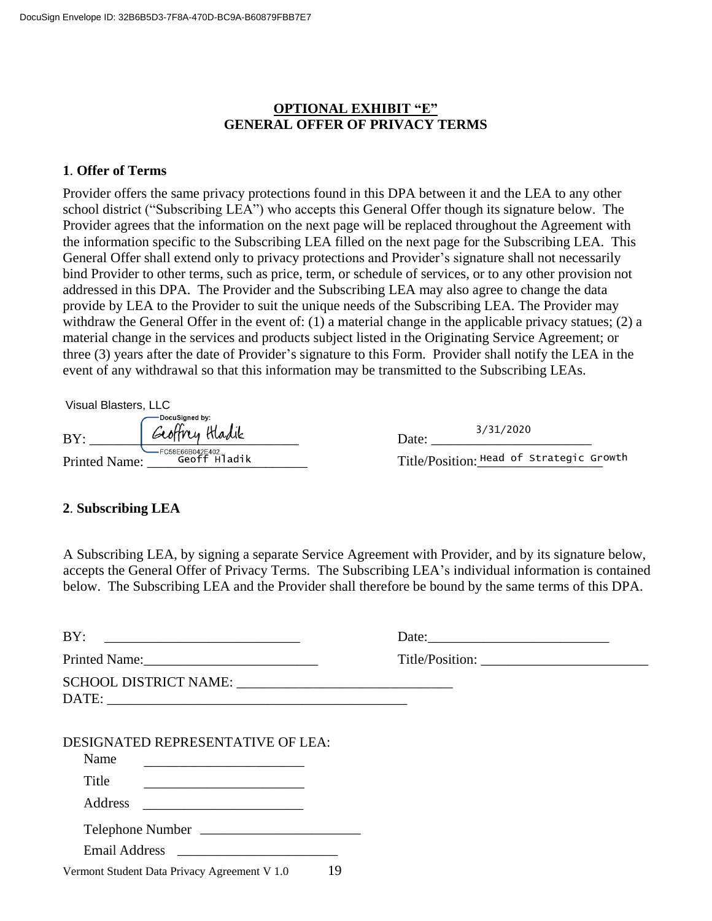# OPTIONAL EXHIBIT "E"
# GENERAL OFFER OF PRIVACY TERMS

## 1. Offer of Terms

Provider offers the same privacy protections found in this DPA between it and the LEA to any other school district ("Subscribing LEA") who accepts this General Offer though its signature below. The Provider agrees that the information on the next page will be replaced throughout the Agreement with the information specific to the Subscribing LEA filled on the next page for the Subscribing LEA. This General Offer shall extend only to privacy protections and Provider's signature shall not necessarily bind Provider to other terms, such as price, term, or schedule of services, or to any other provision not addressed in this DPA. The Provider and the Subscribing LEA may also agree to change the data provide by LEA to the Provider to suit the unique needs of the Subscribing LEA. The Provider may withdraw the General Offer in the event of: (1) a material change in the applicable privacy statues; (2) a material change in the services and products subject listed in the Originating Service Agreement; or three (3) years after the date of Provider's signature to this Form. Provider shall notify the LEA in the event of any withdrawal so that this information may be transmitted to the Subscribing LEAs.

Visual Blasters, LLC

BY: DocuSigned by: Geoffrey Hladik (FC58E66B042E402...)    Date: 3/31/2020

Printed Name: Geoff Hladik    Title/Position: Head of Strategic Growth

## 2. Subscribing LEA

A Subscribing LEA, by signing a separate Service Agreement with Provider, and by its signature below, accepts the General Offer of Privacy Terms. The Subscribing LEA's individual information is contained below. The Subscribing LEA and the Provider shall therefore be bound by the same terms of this DPA.

BY: ___________________________    Date: ___________________________

Printed Name: ___________________________    Title/Position: ___________________________

SCHOOL DISTRICT NAME: ___________________________

DATE: ___________________________

DESIGNATED REPRESENTATIVE OF LEA:

Name ___________________________

Title ___________________________

Address ___________________________

Telephone Number ___________________________

Email Address ___________________________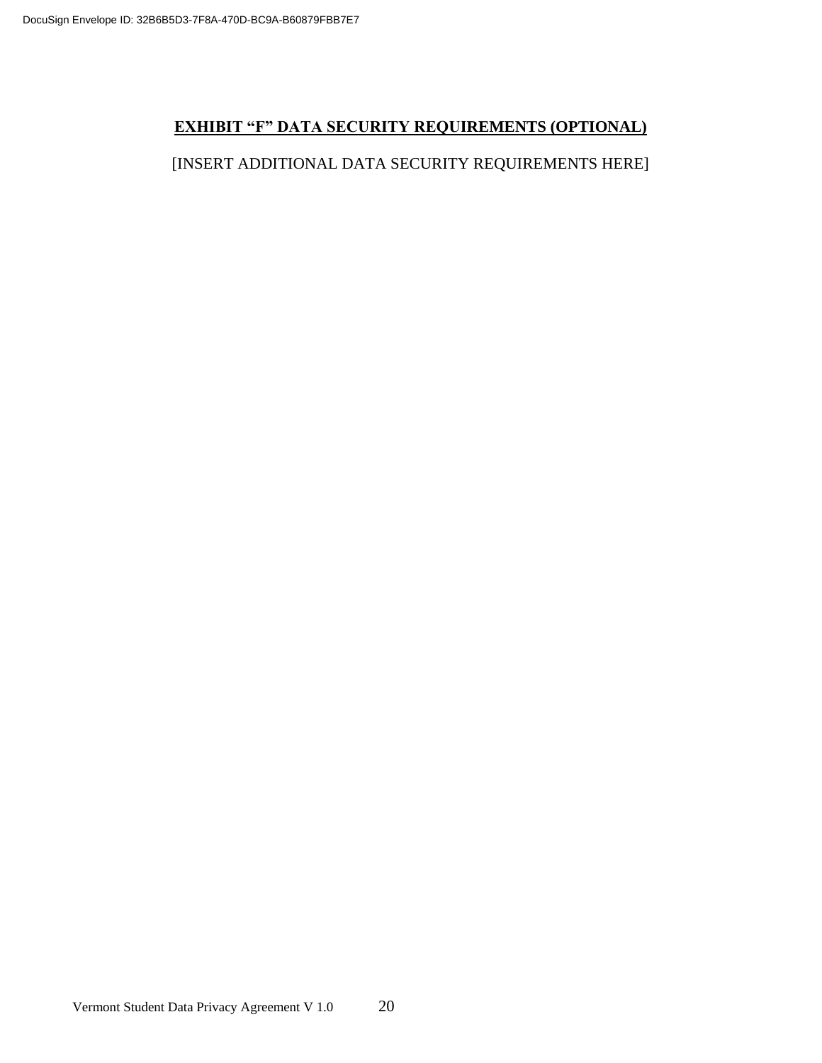## EXHIBIT "F" DATA SECURITY REQUIREMENTS (OPTIONAL)

[INSERT ADDITIONAL DATA SECURITY REQUIREMENTS HERE]